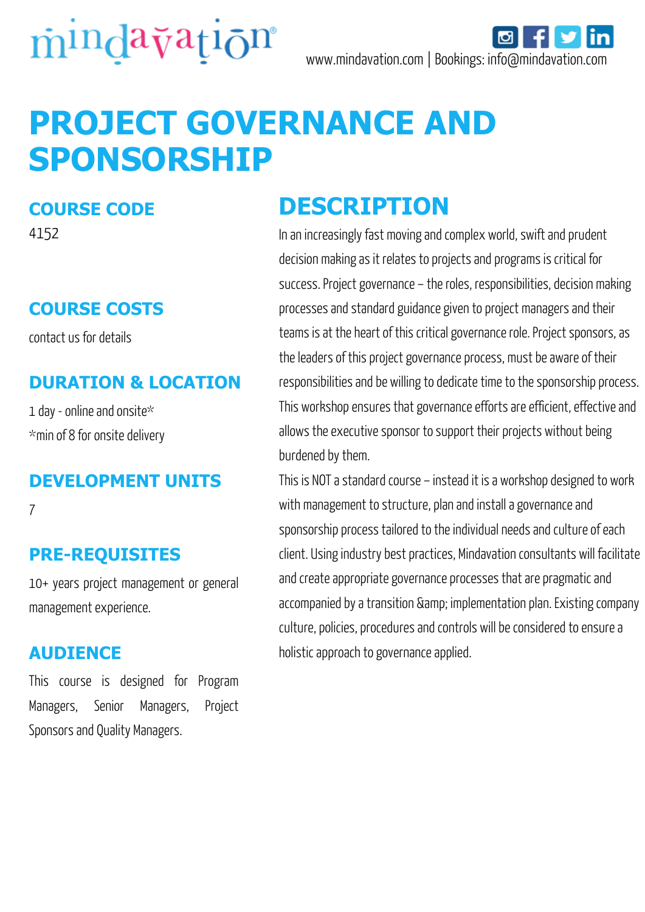mindavation®

www.mindavation.com | Bookings: info@mindavation.com

# PROJECT GOVERNANCE AND SPONSORSHIP

## COURSE CODE

4152

## COURSE COSTS

contact us for details

## DURATION & LOCATION

1 day - online and onsite*

*min of 8 for onsite delivery

## DEVELOPMENT UNITS

7

## PRE-REQUISITES

10+ years project management or general management experience.

## AUDIENCE

This course is designed for Program Managers, Senior Managers, Project Sponsors and Quality Managers.

## DESCRIPTION

In an increasingly fast moving and complex world, swift and prudent decision making as it relates to projects and programs is critical for success. Project governance – the roles, responsibilities, decision making processes and standard guidance given to project managers and their teams is at the heart of this critical governance role. Project sponsors, as the leaders of this project governance process, must be aware of their responsibilities and be willing to dedicate time to the sponsorship process. This workshop ensures that governance efforts are efficient, effective and allows the executive sponsor to support their projects without being burdened by them.

This is NOT a standard course – instead it is a workshop designed to work with management to structure, plan and install a governance and sponsorship process tailored to the individual needs and culture of each client. Using industry best practices, Mindavation consultants will facilitate and create appropriate governance processes that are pragmatic and accompanied by a transition &amp; implementation plan. Existing company culture, policies, procedures and controls will be considered to ensure a holistic approach to governance applied.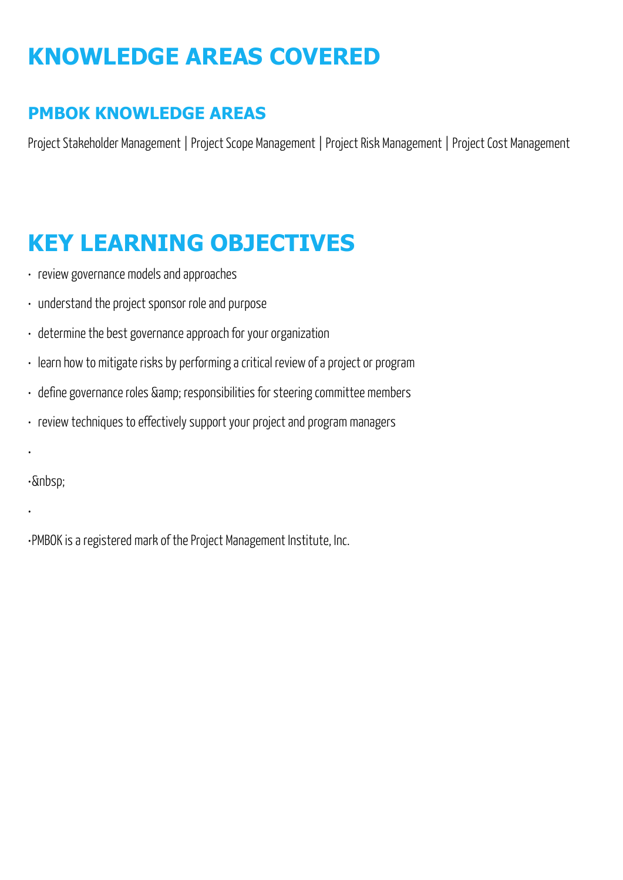# KNOWLEDGE AREAS COVERED

## PMBOK KNOWLEDGE AREAS

Project Stakeholder Management | Project Scope Management | Project Risk Management | Project Cost Management

# KEY LEARNING OBJECTIVES

- review governance models and approaches
- understand the project sponsor role and purpose
- determine the best governance approach for your organization
- learn how to mitigate risks by performing a critical review of a project or program
- define governance roles &amp; responsibilities for steering committee members
- review techniques to effectively support your project and program managers
-
- &nbsp;
-
- PMBOK is a registered mark of the Project Management Institute, Inc.